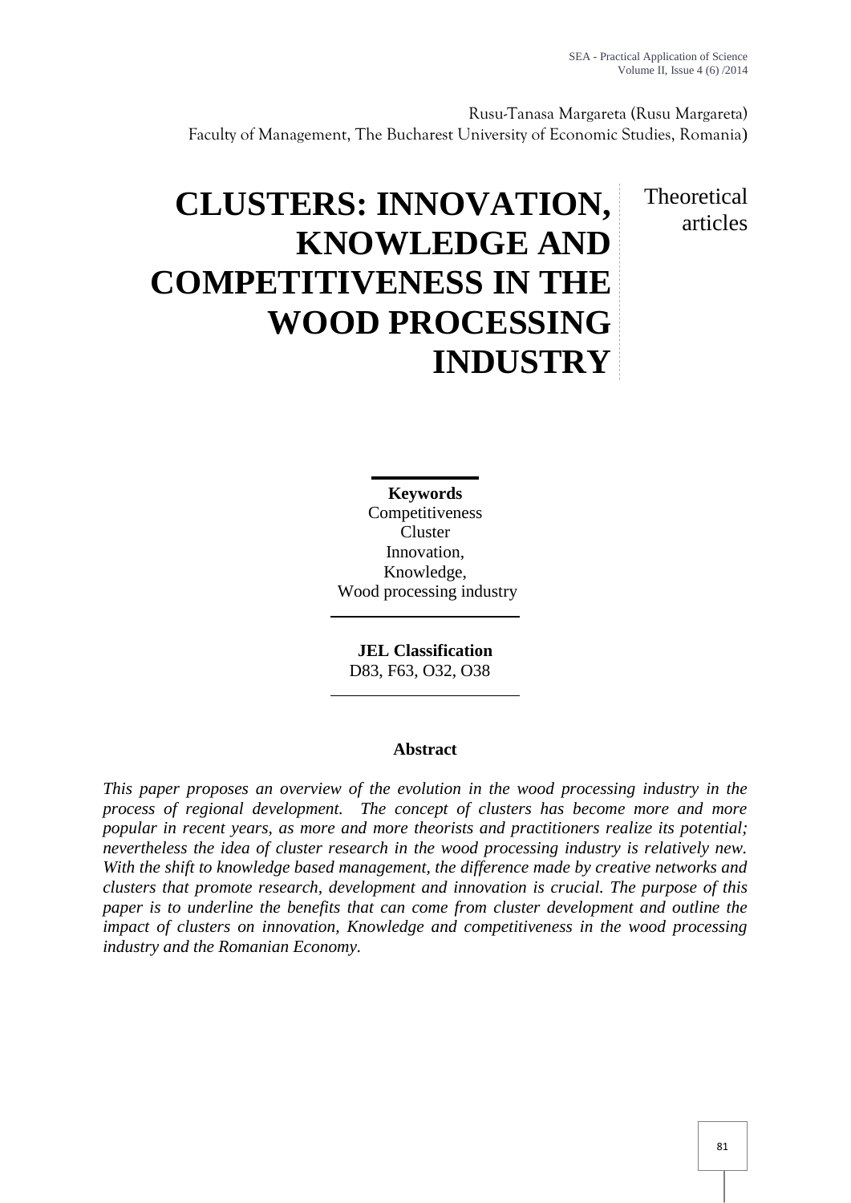Rusu-Tanasa Margareta (Rusu Margareta)
Faculty of Management, The Bucharest University of Economic Studies, Romania)

# CLUSTERS: INNOVATION, KNOWLEDGE AND COMPETITIVENESS IN THE WOOD PROCESSING INDUSTRY

Theoretical articles

**Keywords**
Competitiveness
Cluster
Innovation,
Knowledge,
Wood processing industry

**JEL Classification**
D83, F63, O32, O38

**Abstract**

*This paper proposes an overview of the evolution in the wood processing industry in the process of regional development. The concept of clusters has become more and more popular in recent years, as more and more theorists and practitioners realize its potential; nevertheless the idea of cluster research in the wood processing industry is relatively new. With the shift to knowledge based management, the difference made by creative networks and clusters that promote research, development and innovation is crucial. The purpose of this paper is to underline the benefits that can come from cluster development and outline the impact of clusters on innovation, Knowledge and competitiveness in the wood processing industry and the Romanian Economy.*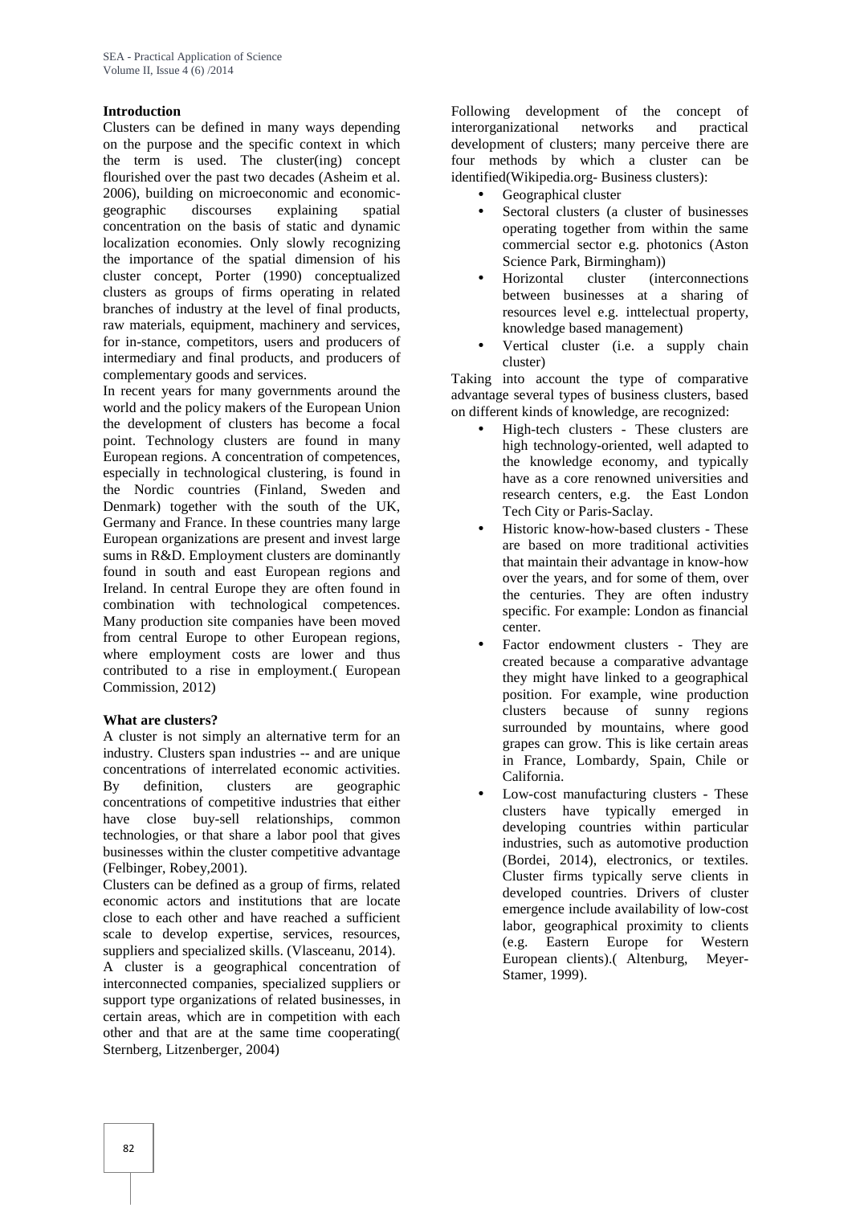**Introduction**

Clusters can be defined in many ways depending on the purpose and the specific context in which the term is used. The cluster(ing) concept flourished over the past two decades (Asheim et al. 2006), building on microeconomic and economic-geographic discourses explaining spatial concentration on the basis of static and dynamic localization economies. Only slowly recognizing the importance of the spatial dimension of his cluster concept, Porter (1990) conceptualized clusters as groups of firms operating in related branches of industry at the level of final products, raw materials, equipment, machinery and services, for in-stance, competitors, users and producers of intermediary and final products, and producers of complementary goods and services.

In recent years for many governments around the world and the policy makers of the European Union the development of clusters has become a focal point. Technology clusters are found in many European regions. A concentration of competences, especially in technological clustering, is found in the Nordic countries (Finland, Sweden and Denmark) together with the south of the UK, Germany and France. In these countries many large European organizations are present and invest large sums in R&D. Employment clusters are dominantly found in south and east European regions and Ireland. In central Europe they are often found in combination with technological competences. Many production site companies have been moved from central Europe to other European regions, where employment costs are lower and thus contributed to a rise in employment.( European Commission, 2012)

**What are clusters?**

A cluster is not simply an alternative term for an industry. Clusters span industries -- and are unique concentrations of interrelated economic activities. By definition, clusters are geographic concentrations of competitive industries that either have close buy-sell relationships, common technologies, or that share a labor pool that gives businesses within the cluster competitive advantage (Felbinger, Robey,2001).

Clusters can be defined as a group of firms, related economic actors and institutions that are locate close to each other and have reached a sufficient scale to develop expertise, services, resources, suppliers and specialized skills. (Vlasceanu, 2014).

A cluster is a geographical concentration of interconnected companies, specialized suppliers or support type organizations of related businesses, in certain areas, which are in competition with each other and that are at the same time cooperating( Sternberg, Litzenberger, 2004)

Following development of the concept of interorganizational networks and practical development of clusters; many perceive there are four methods by which a cluster can be identified(Wikipedia.org- Business clusters):

- Geographical cluster
- Sectoral clusters (a cluster of businesses operating together from within the same commercial sector e.g. photonics (Aston Science Park, Birmingham))
- Horizontal cluster (interconnections between businesses at a sharing of resources level e.g. inttelectual property, knowledge based management)
- Vertical cluster (i.e. a supply chain cluster)

Taking into account the type of comparative advantage several types of business clusters, based on different kinds of knowledge, are recognized:

- High-tech clusters - These clusters are high technology-oriented, well adapted to the knowledge economy, and typically have as a core renowned universities and research centers, e.g. the East London Tech City or Paris-Saclay.
- Historic know-how-based clusters - These are based on more traditional activities that maintain their advantage in know-how over the years, and for some of them, over the centuries. They are often industry specific. For example: London as financial center.
- Factor endowment clusters - They are created because a comparative advantage they might have linked to a geographical position. For example, wine production clusters because of sunny regions surrounded by mountains, where good grapes can grow. This is like certain areas in France, Lombardy, Spain, Chile or California.
- Low-cost manufacturing clusters - These clusters have typically emerged in developing countries within particular industries, such as automotive production (Bordei, 2014), electronics, or textiles. Cluster firms typically serve clients in developed countries. Drivers of cluster emergence include availability of low-cost labor, geographical proximity to clients (e.g. Eastern Europe for Western European clients).( Altenburg, Meyer-Stamer, 1999).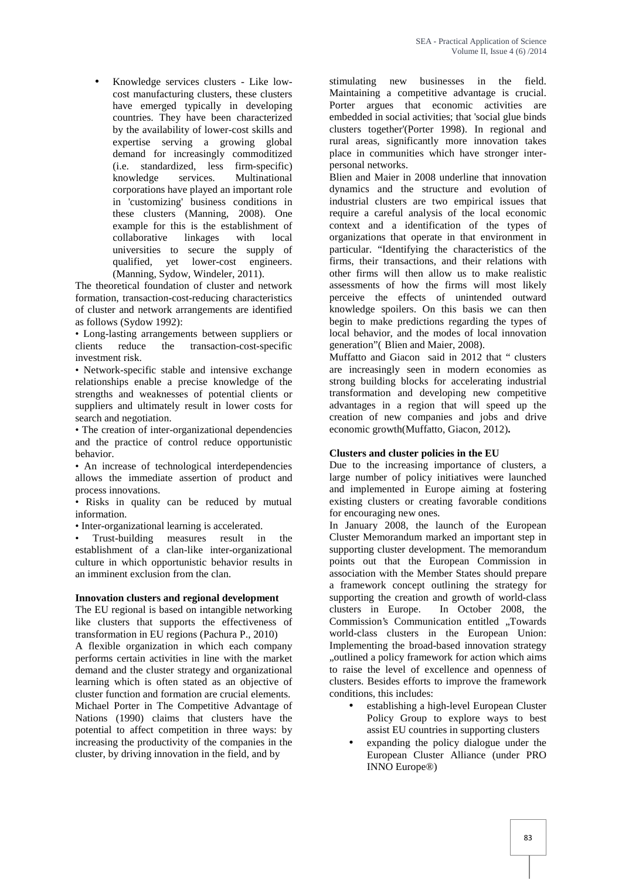- Knowledge services clusters - Like low-cost manufacturing clusters, these clusters have emerged typically in developing countries. They have been characterized by the availability of lower-cost skills and expertise serving a growing global demand for increasingly commoditized (i.e. standardized, less firm-specific) knowledge services. Multinational corporations have played an important role in 'customizing' business conditions in these clusters (Manning, 2008). One example for this is the establishment of collaborative linkages with local universities to secure the supply of qualified, yet lower-cost engineers. (Manning, Sydow, Windeler, 2011).

The theoretical foundation of cluster and network formation, transaction-cost-reducing characteristics of cluster and network arrangements are identified as follows (Sydow 1992):

- Long-lasting arrangements between suppliers or clients reduce the transaction-cost-specific investment risk.
- Network-specific stable and intensive exchange relationships enable a precise knowledge of the strengths and weaknesses of potential clients or suppliers and ultimately result in lower costs for search and negotiation.
- The creation of inter-organizational dependencies and the practice of control reduce opportunistic behavior.
- An increase of technological interdependencies allows the immediate assertion of product and process innovations.
- Risks in quality can be reduced by mutual information.
- Inter-organizational learning is accelerated.
- Trust-building measures result in the establishment of a clan-like inter-organizational culture in which opportunistic behavior results in an imminent exclusion from the clan.

**Innovation clusters and regional development**

The EU regional is based on intangible networking like clusters that supports the effectiveness of transformation in EU regions (Pachura P., 2010)

A flexible organization in which each company performs certain activities in line with the market demand and the cluster strategy and organizational learning which is often stated as an objective of cluster function and formation are crucial elements.

Michael Porter in The Competitive Advantage of Nations (1990) claims that clusters have the potential to affect competition in three ways: by increasing the productivity of the companies in the cluster, by driving innovation in the field, and by stimulating new businesses in the field. Maintaining a competitive advantage is crucial. Porter argues that economic activities are embedded in social activities; that 'social glue binds clusters together'(Porter 1998). In regional and rural areas, significantly more innovation takes place in communities which have stronger inter-personal networks.

Blien and Maier in 2008 underline that innovation dynamics and the structure and evolution of industrial clusters are two empirical issues that require a careful analysis of the local economic context and a identification of the types of organizations that operate in that environment in particular. "Identifying the characteristics of the firms, their transactions, and their relations with other firms will then allow us to make realistic assessments of how the firms will most likely perceive the effects of unintended outward knowledge spoilers. On this basis we can then begin to make predictions regarding the types of local behavior, and the modes of local innovation generation"( Blien and Maier, 2008).

Muffatto and Giacon said in 2012 that " clusters are increasingly seen in modern economies as strong building blocks for accelerating industrial transformation and developing new competitive advantages in a region that will speed up the creation of new companies and jobs and drive economic growth(Muffatto, Giacon, 2012)**.**

**Clusters and cluster policies in the EU**

Due to the increasing importance of clusters, a large number of policy initiatives were launched and implemented in Europe aiming at fostering existing clusters or creating favorable conditions for encouraging new ones.

In January 2008, the launch of the European Cluster Memorandum marked an important step in supporting cluster development. The memorandum points out that the European Commission in association with the Member States should prepare a framework concept outlining the strategy for supporting the creation and growth of world-class clusters in Europe. In October 2008, the Commission's Communication entitled „Towards world-class clusters in the European Union: Implementing the broad-based innovation strategy „outlined a policy framework for action which aims to raise the level of excellence and openness of clusters. Besides efforts to improve the framework conditions, this includes:

- establishing a high-level European Cluster Policy Group to explore ways to best assist EU countries in supporting clusters
- expanding the policy dialogue under the European Cluster Alliance (under PRO INNO Europe®)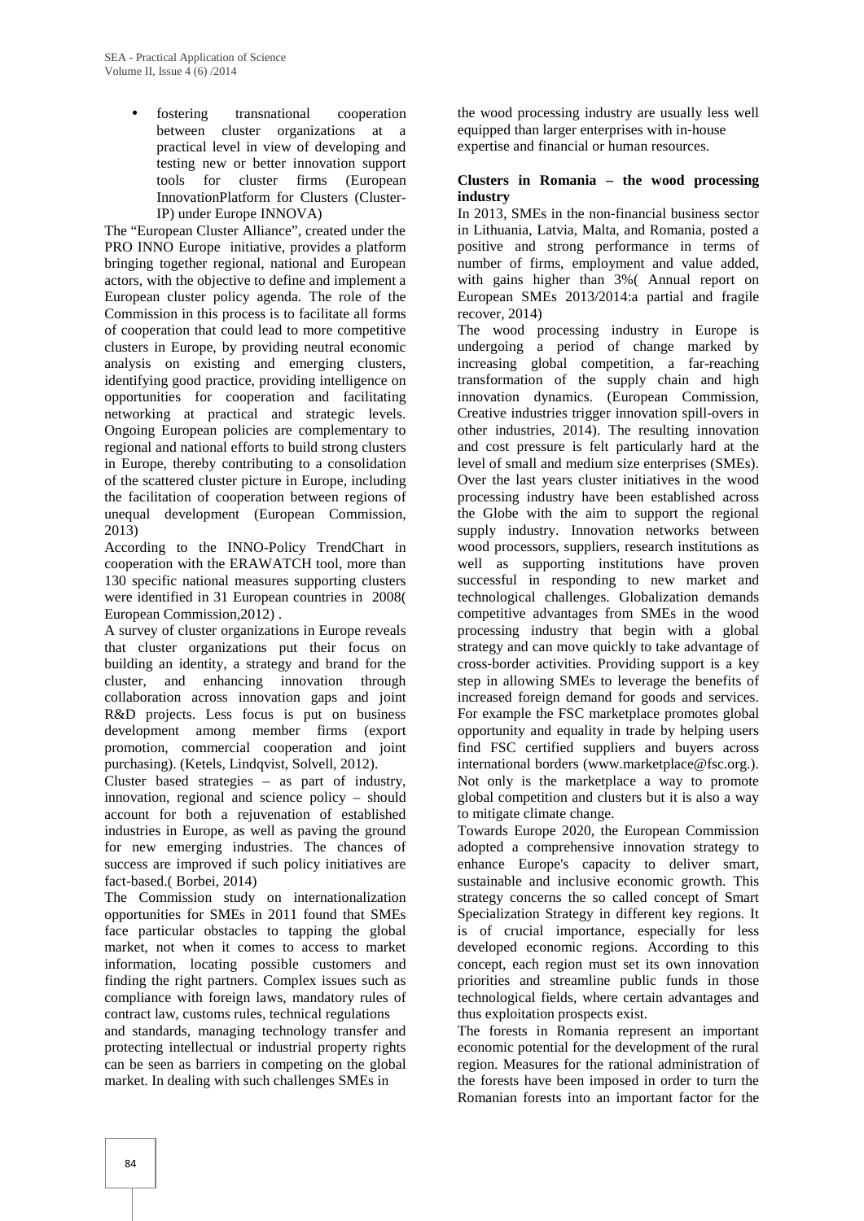- fostering transnational cooperation between cluster organizations at a practical level in view of developing and testing new or better innovation support tools for cluster firms (European InnovationPlatform for Clusters (Cluster-IP) under Europe INNOVA)

The "European Cluster Alliance", created under the PRO INNO Europe initiative, provides a platform bringing together regional, national and European actors, with the objective to define and implement a European cluster policy agenda. The role of the Commission in this process is to facilitate all forms of cooperation that could lead to more competitive clusters in Europe, by providing neutral economic analysis on existing and emerging clusters, identifying good practice, providing intelligence on opportunities for cooperation and facilitating networking at practical and strategic levels. Ongoing European policies are complementary to regional and national efforts to build strong clusters in Europe, thereby contributing to a consolidation of the scattered cluster picture in Europe, including the facilitation of cooperation between regions of unequal development (European Commission, 2013)

According to the INNO-Policy TrendChart in cooperation with the ERAWATCH tool, more than 130 specific national measures supporting clusters were identified in 31 European countries in 2008( European Commission,2012) .

A survey of cluster organizations in Europe reveals that cluster organizations put their focus on building an identity, a strategy and brand for the cluster, and enhancing innovation through collaboration across innovation gaps and joint R&D projects. Less focus is put on business development among member firms (export promotion, commercial cooperation and joint purchasing). (Ketels, Lindqvist, Solvell, 2012).

Cluster based strategies – as part of industry, innovation, regional and science policy – should account for both a rejuvenation of established industries in Europe, as well as paving the ground for new emerging industries. The chances of success are improved if such policy initiatives are fact-based.( Borbei, 2014)

The Commission study on internationalization opportunities for SMEs in 2011 found that SMEs face particular obstacles to tapping the global market, not when it comes to access to market information, locating possible customers and finding the right partners. Complex issues such as compliance with foreign laws, mandatory rules of contract law, customs rules, technical regulations and standards, managing technology transfer and protecting intellectual or industrial property rights can be seen as barriers in competing on the global market. In dealing with such challenges SMEs in the wood processing industry are usually less well equipped than larger enterprises with in-house expertise and financial or human resources.

**Clusters in Romania – the wood processing industry**

In 2013, SMEs in the non-financial business sector in Lithuania, Latvia, Malta, and Romania, posted a positive and strong performance in terms of number of firms, employment and value added, with gains higher than 3%( Annual report on European SMEs 2013/2014:a partial and fragile recover, 2014)

The wood processing industry in Europe is undergoing a period of change marked by increasing global competition, a far-reaching transformation of the supply chain and high innovation dynamics. (European Commission, Creative industries trigger innovation spill-overs in other industries, 2014). The resulting innovation and cost pressure is felt particularly hard at the level of small and medium size enterprises (SMEs). Over the last years cluster initiatives in the wood processing industry have been established across the Globe with the aim to support the regional supply industry. Innovation networks between wood processors, suppliers, research institutions as well as supporting institutions have proven successful in responding to new market and technological challenges. Globalization demands competitive advantages from SMEs in the wood processing industry that begin with a global strategy and can move quickly to take advantage of cross-border activities. Providing support is a key step in allowing SMEs to leverage the benefits of increased foreign demand for goods and services. For example the FSC marketplace promotes global opportunity and equality in trade by helping users find FSC certified suppliers and buyers across international borders (www.marketplace@fsc.org.). Not only is the marketplace a way to promote global competition and clusters but it is also a way to mitigate climate change.

Towards Europe 2020, the European Commission adopted a comprehensive innovation strategy to enhance Europe's capacity to deliver smart, sustainable and inclusive economic growth. This strategy concerns the so called concept of Smart Specialization Strategy in different key regions. It is of crucial importance, especially for less developed economic regions. According to this concept, each region must set its own innovation priorities and streamline public funds in those technological fields, where certain advantages and thus exploitation prospects exist.

The forests in Romania represent an important economic potential for the development of the rural region. Measures for the rational administration of the forests have been imposed in order to turn the Romanian forests into an important factor for the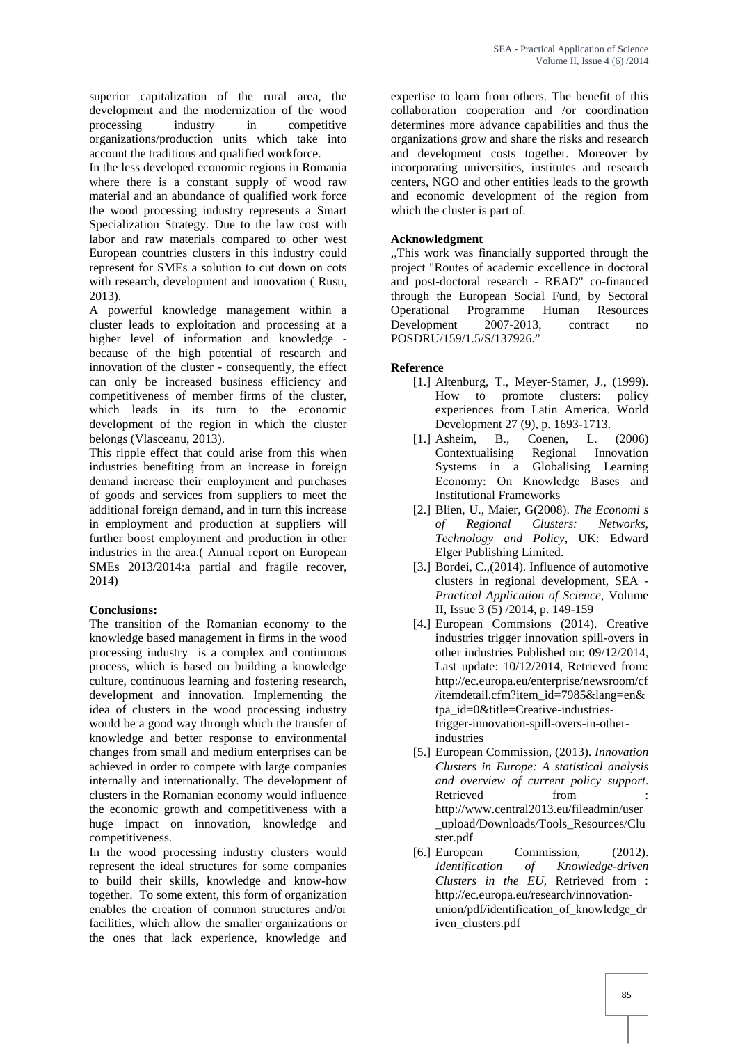superior capitalization of the rural area, the development and the modernization of the wood processing industry in competitive organizations/production units which take into account the traditions and qualified workforce.

In the less developed economic regions in Romania where there is a constant supply of wood raw material and an abundance of qualified work force the wood processing industry represents a Smart Specialization Strategy. Due to the law cost with labor and raw materials compared to other west European countries clusters in this industry could represent for SMEs a solution to cut down on cots with research, development and innovation ( Rusu, 2013).

A powerful knowledge management within a cluster leads to exploitation and processing at a higher level of information and knowledge - because of the high potential of research and innovation of the cluster - consequently, the effect can only be increased business efficiency and competitiveness of member firms of the cluster, which leads in its turn to the economic development of the region in which the cluster belongs (Vlasceanu, 2013).

This ripple effect that could arise from this when industries benefiting from an increase in foreign demand increase their employment and purchases of goods and services from suppliers to meet the additional foreign demand, and in turn this increase in employment and production at suppliers will further boost employment and production in other industries in the area.( Annual report on European SMEs 2013/2014:a partial and fragile recover, 2014)

**Conclusions:**

The transition of the Romanian economy to the knowledge based management in firms in the wood processing industry is a complex and continuous process, which is based on building a knowledge culture, continuous learning and fostering research, development and innovation. Implementing the idea of clusters in the wood processing industry would be a good way through which the transfer of knowledge and better response to environmental changes from small and medium enterprises can be achieved in order to compete with large companies internally and internationally. The development of clusters in the Romanian economy would influence the economic growth and competitiveness with a huge impact on innovation, knowledge and competitiveness.

In the wood processing industry clusters would represent the ideal structures for some companies to build their skills, knowledge and know-how together. To some extent, this form of organization enables the creation of common structures and/or facilities, which allow the smaller organizations or the ones that lack experience, knowledge and expertise to learn from others. The benefit of this collaboration cooperation and /or coordination determines more advance capabilities and thus the organizations grow and share the risks and research and development costs together. Moreover by incorporating universities, institutes and research centers, NGO and other entities leads to the growth and economic development of the region from which the cluster is part of.

**Acknowledgment**

,,This work was financially supported through the project "Routes of academic excellence in doctoral and post-doctoral research - READ" co-financed through the European Social Fund, by Sectoral Operational Programme Human Resources Development 2007-2013, contract no POSDRU/159/1.5/S/137926."

**Reference**

[1.] Altenburg, T., Meyer-Stamer, J., (1999). How to promote clusters: policy experiences from Latin America. World Development 27 (9), p. 1693-1713.

[1.] Asheim, B., Coenen, L. (2006) Contextualising Regional Innovation Systems in a Globalising Learning Economy: On Knowledge Bases and Institutional Frameworks

[2.] Blien, U., Maier, G(2008). *The Economi s of Regional Clusters: Networks, Technology and Policy*, UK: Edward Elger Publishing Limited.

[3.] Bordei, C.,(2014). Influence of automotive clusters in regional development, SEA - *Practical Application of Science*, Volume II, Issue 3 (5) /2014, p. 149-159

[4.] European Commsions (2014). Creative industries trigger innovation spill-overs in other industries Published on: 09/12/2014, Last update: 10/12/2014, Retrieved from: http://ec.europa.eu/enterprise/newsroom/cf/itemdetail.cfm?item_id=7985&lang=en&tpa_id=0&title=Creative-industries-trigger-innovation-spill-overs-in-other-industries

[5.] European Commission, (2013). *Innovation Clusters in Europe: A statistical analysis and overview of current policy support*. Retrieved from : http://www.central2013.eu/fileadmin/user_upload/Downloads/Tools_Resources/Cluster.pdf

[6.] European Commission, (2012). *Identification of Knowledge-driven Clusters in the EU*, Retrieved from : http://ec.europa.eu/research/innovation-union/pdf/identification_of_knowledge_driven_clusters.pdf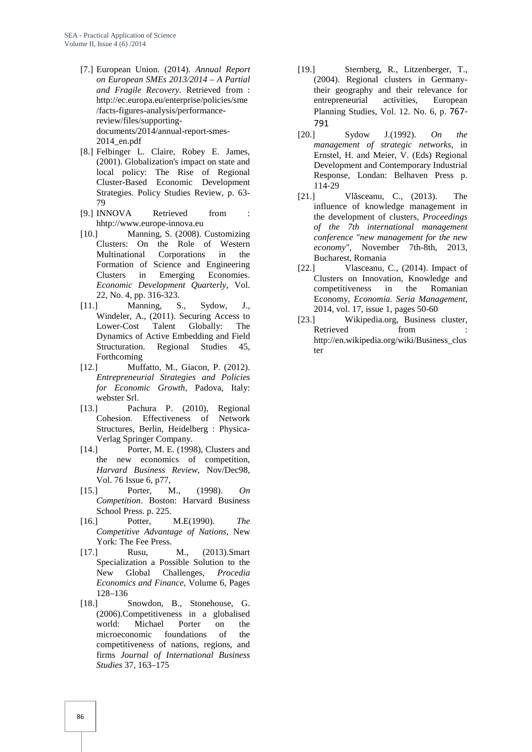[7.] European Union. (2014). *Annual Report on European SMEs 2013/2014 – A Partial and Fragile Recovery*. Retrieved from : http://ec.europa.eu/enterprise/policies/sme/facts-figures-analysis/performance-review/files/supporting-documents/2014/annual-report-smes-2014_en.pdf

[8.] Felbinger L. Claire, Robey E. James, (2001). Globalization's impact on state and local policy: The Rise of Regional Cluster-Based Economic Development Strategies. Policy Studies Review, p. 63-79

[9.] INNOVA Retrieved from : hhtp://www.europe-innova.eu

[10.] Manning, S. (2008). Customizing Clusters: On the Role of Western Multinational Corporations in the Formation of Science and Engineering Clusters in Emerging Economies. *Economic Development Quarterly*, Vol. 22, No. 4, pp. 316-323.

[11.] Manning, S., Sydow, J., Windeler, A., (2011). Securing Access to Lower-Cost Talent Globally: The Dynamics of Active Embedding and Field Structuration. Regional Studies 45, Forthcoming

[12.] Muffatto, M., Giacon, P. (2012). *Entrepreneurial Strategies and Policies for Economic Growth*, Padova, Italy: webster Srl.

[13.] Pachura P. (2010), Regional Cohesion. Effectiveness of Network Structures, Berlin, Heidelberg : Physica-Verlag Springer Company.

[14.] Porter, M. E. (1998), Clusters and the new economics of competition, *Harvard Business Review*, Nov/Dec98, Vol. 76 Issue 6, p77,

[15.] Porter, M., (1998). *On Competition*. Boston: Harvard Business School Press. p. 225.

[16.] Potter, M.E(1990). *The Competitive Advantage of Nations*, New York: The Fee Press.

[17.] Rusu, M., (2013).Smart Specialization a Possible Solution to the New Global Challenges, *Procedia Economics and Finance*, Volume 6, Pages 128–136

[18.] Snowdon, B., Stonehouse, G. (2006).Competitiveness in a globalised world: Michael Porter on the microeconomic foundations of the competitiveness of nations, regions, and firms *Journal of International Business Studies* 37, 163–175

[19.] Sternberg, R., Litzenberger, T., (2004). Regional clusters in Germany- their geography and their relevance for entrepreneurial activities, European Planning Studies, Vol. 12. No. 6, p. 767-791

[20.] Sydow J.(1992). *On the management of strategic networks*, in Ernstel, H. and Meier, V. (Eds) Regional Development and Contemporary Industrial Response, Londan: Belhaven Press p. 114-29

[21.] Vlăsceanu, C., (2013). The influence of knowledge management in the development of clusters, *Proceedings of the 7th international management conference "new management for the new economy"*, November 7th-8th, 2013, Bucharest, Romania

[22.] Vlasceanu, C., (2014). Impact of Clusters on Innovation, Knowledge and competitiveness in the Romanian Economy, *Economia. Seria Management*, 2014, vol. 17, issue 1, pages 50-60

[23.] Wikipedia.org, Business cluster, Retrieved from : http://en.wikipedia.org/wiki/Business_cluster